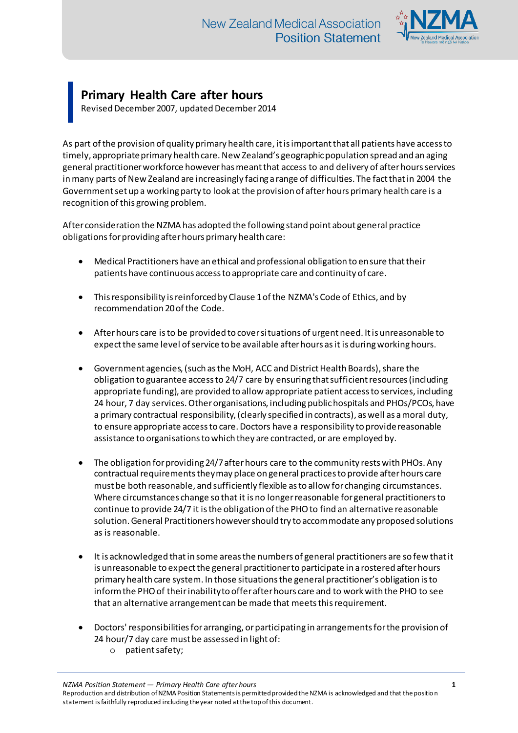# Primary Health Care after hours

Revised December 2007, updated December 2014

As part of the provision of quality primary health care, it is important that all patients have access to timely, appropriate primary health care. New Zealand's geographic population spread and an aging general practitioner workforce however has meant that access to and delivery of after hours services in many parts of New Zealand are increasingly facing a range of difficulties. The fact that in 2004 the Government set up a working party to look at the provision of after hours primary health care is a recognition of this growing problem.

After consideration the NZMA has adopted the following stand point about general practice obligations for providing after hours primary health care:

- Medical Practitioners have an ethical and professional obligation to ensure that their patients have continuous access to appropriate care and continuity of care.

- This responsibility is reinforced by Clause 1 of the NZMA's Code of Ethics, and by recommendation 20 of the Code.

- After hours care is to be provided to cover situations of urgent need. It is unreasonable to expect the same level of service to be available after hours as it is during working hours.

- Government agencies, (such as the MoH, ACC and District Health Boards), share the obligation to guarantee access to 24/7 care by ensuring that sufficient resources (including appropriate funding), are provided to allow appropriate patient access to services, including 24 hour, 7 day services. Other organisations, including public hospitals and PHOs/PCOs, have a primary contractual responsibility, (clearly specified in contracts), as well as a moral duty, to ensure appropriate access to care. Doctors have a responsibility to provide reasonable assistance to organisations to which they are contracted, or are employed by.

- The obligation for providing 24/7 after hours care to the community rests with PHOs. Any contractual requirements they may place on general practices to provide after hours care must be both reasonable, and sufficiently flexible as to allow for changing circumstances. Where circumstances change so that it is no longer reasonable for general practitioners to continue to provide 24/7 it is the obligation of the PHO to find an alternative reasonable solution. General Practitioners however should try to accommodate any proposed solutions as is reasonable.

- It is acknowledged that in some areas the numbers of general practitioners are so few that it is unreasonable to expect the general practitioner to participate in a rostered after hours primary health care system. In those situations the general practitioner's obligation is to inform the PHO of their inability to offer after hours care and to work with the PHO to see that an alternative arrangement can be made that meets this requirement.

- Doctors' responsibilities for arranging, or participating in arrangements for the provision of 24 hour/7 day care must be assessed in light of:
    - patient safety;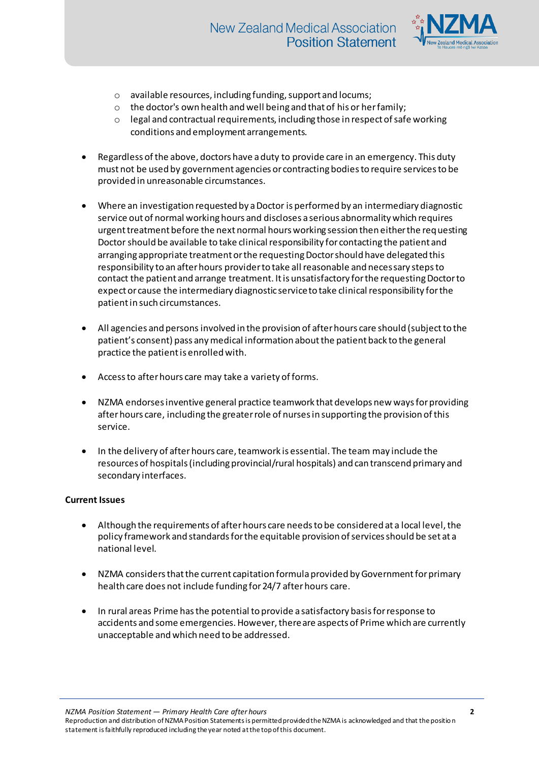- available resources, including funding, support and locums;
  - the doctor's own health and well being and that of his or her family;
  - legal and contractual requirements, including those in respect of safe working conditions and employment arrangements.

- Regardless of the above, doctors have a duty to provide care in an emergency. This duty must not be used by government agencies or contracting bodies to require services to be provided in unreasonable circumstances.

- Where an investigation requested by a Doctor is performed by an intermediary diagnostic service out of normal working hours and discloses a serious abnormality which requires urgent treatment before the next normal hours working session then either the requesting Doctor should be available to take clinical responsibility for contacting the patient and arranging appropriate treatment or the requesting Doctor should have delegated this responsibility to an after hours provider to take all reasonable and necessary steps to contact the patient and arrange treatment. It is unsatisfactory for the requesting Doctor to expect or cause the intermediary diagnostic service to take clinical responsibility for the patient in such circumstances.

- All agencies and persons involved in the provision of after hours care should (subject to the patient's consent) pass any medical information about the patient back to the general practice the patient is enrolled with.

- Access to after hours care may take a variety of forms.

- NZMA endorses inventive general practice teamwork that develops new ways for providing after hours care, including the greater role of nurses in supporting the provision of this service.

- In the delivery of after hours care, teamwork is essential. The team may include the resources of hospitals (including provincial/rural hospitals) and can transcend primary and secondary interfaces.

**Current Issues**

- Although the requirements of after hours care needs to be considered at a local level, the policy framework and standards for the equitable provision of services should be set at a national level.

- NZMA considers that the current capitation formula provided by Government for primary health care does not include funding for 24/7 after hours care.

- In rural areas Prime has the potential to provide a satisfactory basis for response to accidents and some emergencies. However, there are aspects of Prime which are currently unacceptable and which need to be addressed.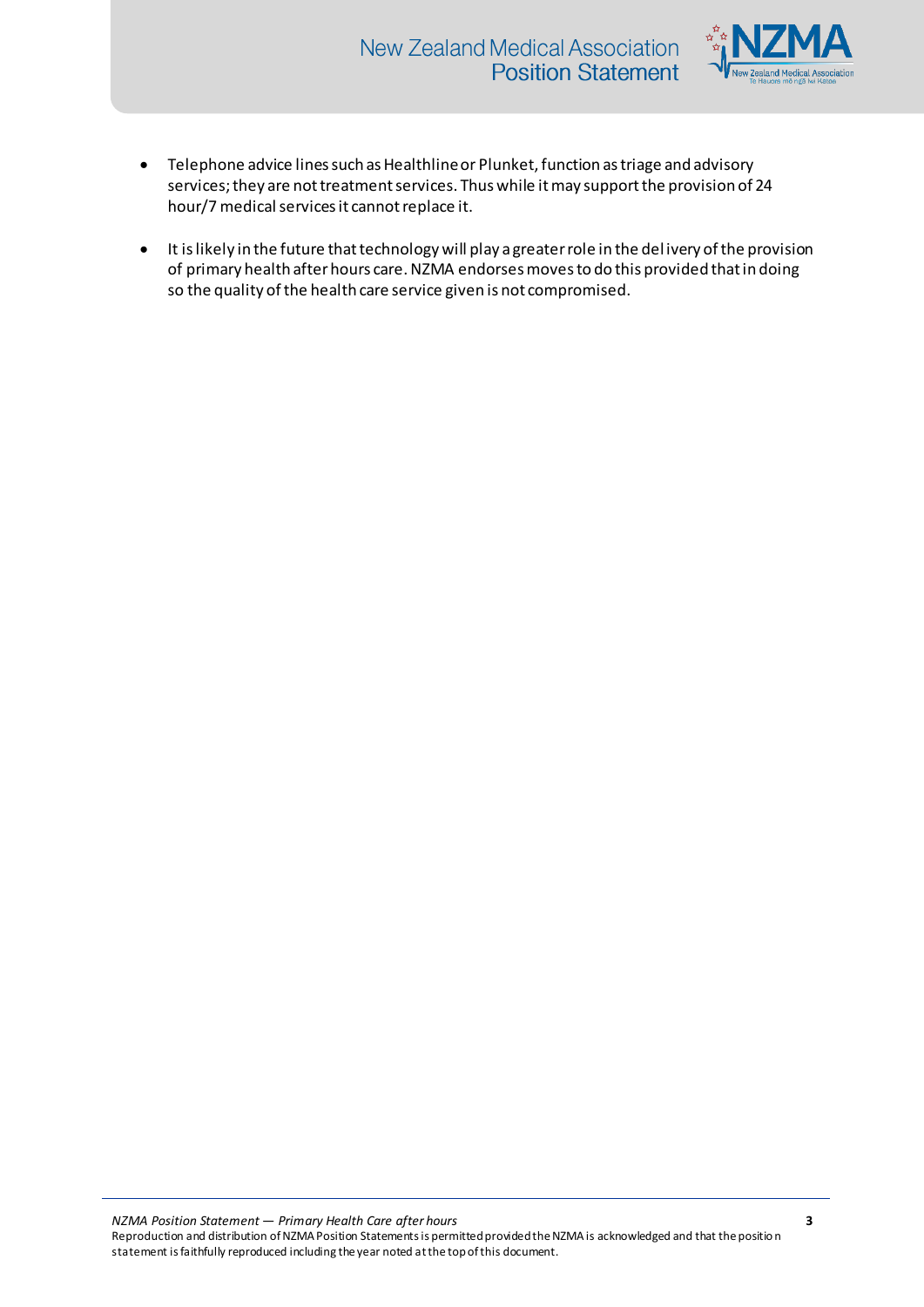- Telephone advice lines such as Healthline or Plunket, function as triage and advisory services; they are not treatment services. Thus while it may support the provision of 24 hour/7 medical services it cannot replace it.

- It is likely in the future that technology will play a greater role in the delivery of the provision of primary health after hours care. NZMA endorses moves to do this provided that in doing so the quality of the health care service given is not compromised.